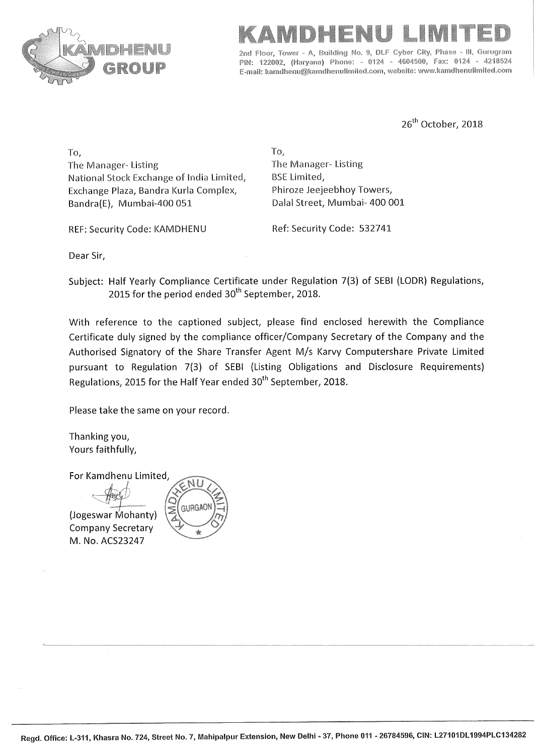# KAMDHENU LIMITED

2nd Floor, Tower - A, Building No. 9, DLF Cyber City, Phase - III, Gurugram
PIN: 122002, (Haryana) Phone: - 0124 - 4604500, Fax: 0124 - 4218524
E-mail: kamdhenu@kamdhenulimited.com, website: www.kamdhenulimited.com

26th October, 2018

To,
The Manager- Listing
National Stock Exchange of India Limited,
Exchange Plaza, Bandra Kurla Complex,
Bandra(E), Mumbai-400 051

REF: Security Code: KAMDHENU

To,
The Manager- Listing
BSE Limited,
Phiroze Jeejeebhoy Towers,
Dalal Street, Mumbai- 400 001

Ref: Security Code: 532741

Dear Sir,

Subject: Half Yearly Compliance Certificate under Regulation 7(3) of SEBI (LODR) Regulations, 2015 for the period ended 30th September, 2018.

With reference to the captioned subject, please find enclosed herewith the Compliance Certificate duly signed by the compliance officer/Company Secretary of the Company and the Authorised Signatory of the Share Transfer Agent M/s Karvy Computershare Private Limited pursuant to Regulation 7(3) of SEBI (Listing Obligations and Disclosure Requirements) Regulations, 2015 for the Half Year ended 30th September, 2018.

Please take the same on your record.

Thanking you,
Yours faithfully,

For Kamdhenu Limited,

(Jogeswar Mohanty)
Company Secretary
M. No. ACS23247

Regd. Office: L-311, Khasra No. 724, Street No. 7, Mahipalpur Extension, New Delhi - 37, Phone 011 - 26784596, CIN: L27101DL1994PLC134282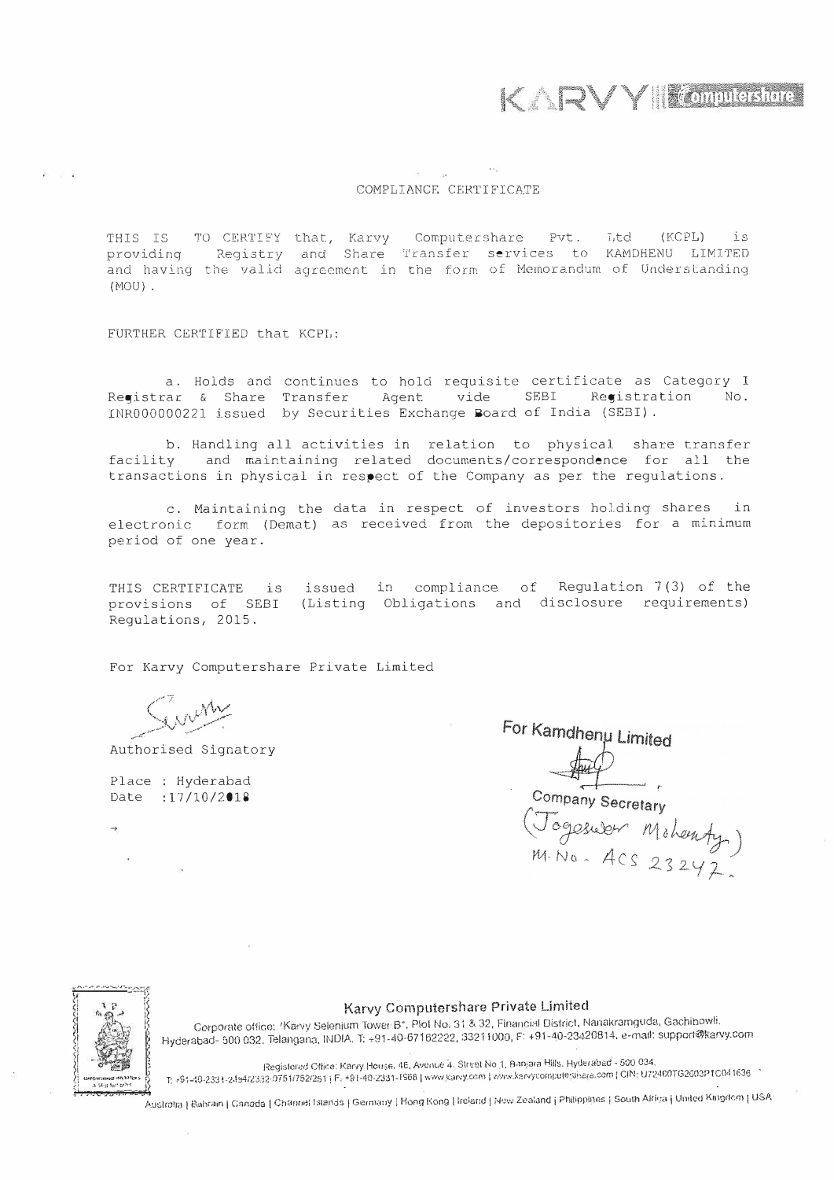KARVY Computershare

## COMPLIANCE CERTIFICATE

THIS IS TO CERTIFY that, Karvy Computershare Pvt. Ltd (KCPL) is providing Registry and Share Transfer services to KAMDHENU LIMITED and having the valid agreement in the form of Memorandum of Understanding (MOU).

FURTHER CERTIFIED that KCPL:

a. Holds and continues to hold requisite certificate as Category I Registrar & Share Transfer Agent vide SEBI Registration No. INR000000221 issued by Securities Exchange Board of India (SEBI).

b. Handling all activities in relation to physical share transfer facility and maintaining related documents/correspondence for all the transactions in physical in respect of the Company as per the regulations.

c. Maintaining the data in respect of investors holding shares in electronic form (Demat) as received from the depositories for a minimum period of one year.

THIS CERTIFICATE is issued in compliance of Regulation 7(3) of the provisions of SEBI (Listing Obligations and disclosure requirements) Regulations, 2015.

For Karvy Computershare Private Limited

Authorised Signatory

Place : Hyderabad
Date : 17/10/2018

For Kamdhenu Limited

Company Secretary
(Jogeswar Mohanty)
M. No. - ACS 23242.

**Karvy Computershare Private Limited**

Corporate office: "Karvy Selenium Tower B", Plot No. 31 & 32, Financial District, Nanakramguda, Gachibowli, Hyderabad- 500 032. Telangana, INDIA. T: +91-40-67162222, 33211000, F: +91-40-23420814, e-mail: support@karvy.com

Registered Office: Karvy House, 46, Avenue 4, Street No 1, Banjara Hills, Hyderabad - 500 034. T: +91-40-2331-2454/2332-0751/752/251 | F: +91-40-2331-1968 | www.karvy.com | www.karvycomputershare.com | CIN: U72400TG2003PTC041636

Australia | Bahrain | Canada | Channel Islands | Germany | Hong Kong | Ireland | New Zealand | Philippines | South Africa | United Kingdom | USA